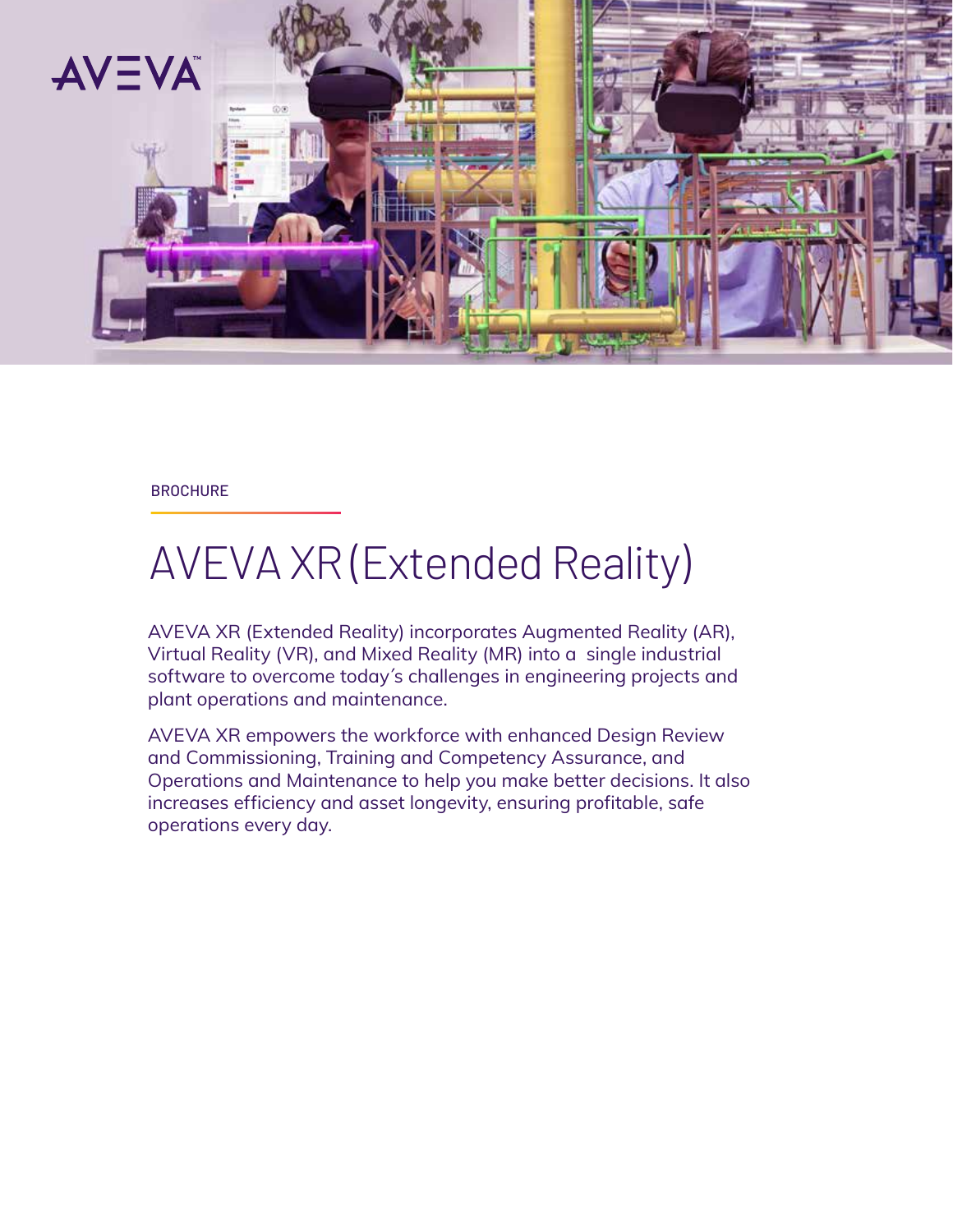BROCHURE

# AVEVA XR (Extended Reality)

AVEVA XR (Extended Reality) incorporates Augmented Reality (AR), Virtual Reality (VR), and Mixed Reality (MR) into a single industrial software to overcome today's challenges in engineering projects and plant operations and maintenance.

AVEVA XR empowers the workforce with enhanced Design Review and Commissioning, Training and Competency Assurance, and Operations and Maintenance to help you make better decisions. It also increases efficiency and asset longevity, ensuring profitable, safe operations every day.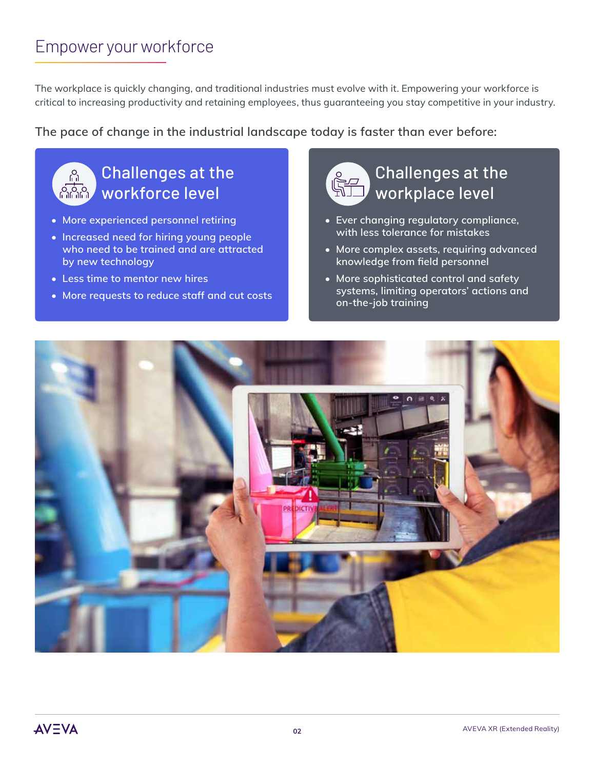# Empower your workforce

The workplace is quickly changing, and traditional industries must evolve with it. Empowering your workforce is critical to increasing productivity and retaining employees, thus guaranteeing you stay competitive in your industry.

The pace of change in the industrial landscape today is faster than ever before:

## Challenges at the workforce level

- More experienced personnel retiring
- Increased need for hiring young people who need to be trained and are attracted by new technology
- Less time to mentor new hires
- More requests to reduce staff and cut costs

## Challenges at the workplace level

- Ever changing regulatory compliance, with less tolerance for mistakes
- More complex assets, requiring advanced knowledge from field personnel
- More sophisticated control and safety systems, limiting operators' actions and on-the-job training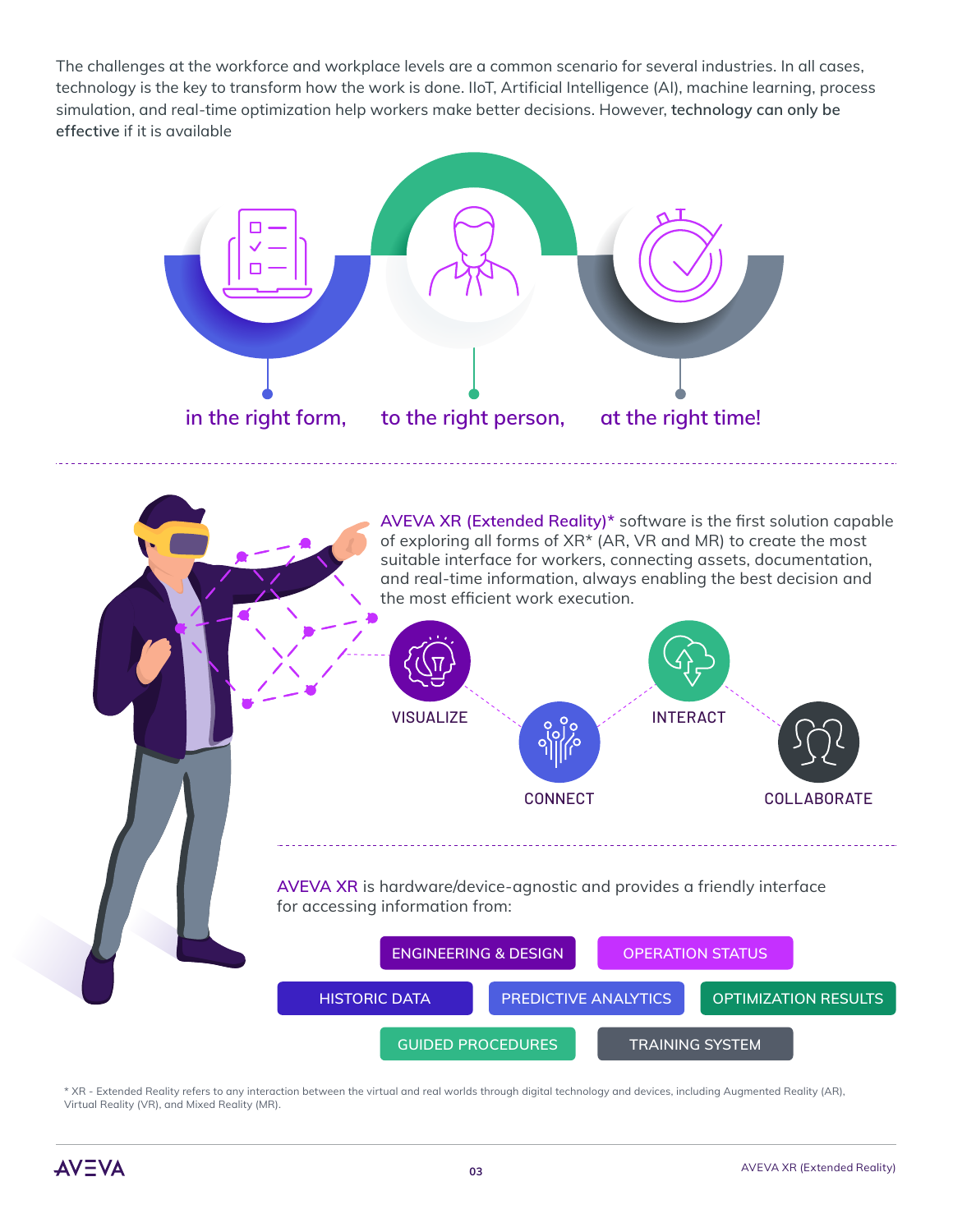The challenges at the workforce and workplace levels are a common scenario for several industries. In all cases, technology is the key to transform how the work is done. IIoT, Artificial Intelligence (AI), machine learning, process simulation, and real-time optimization help workers make better decisions. However, **technology can only be effective** if it is available

in the right form, to the right person, at the right time!

---

AVEVA XR (Extended Reality)* software is the first solution capable of exploring all forms of XR* (AR, VR and MR) to create the most suitable interface for workers, connecting assets, documentation, and real-time information, always enabling the best decision and the most efficient work execution.

- VISUALIZE
- CONNECT
- INTERACT
- COLLABORATE

---

AVEVA XR is hardware/device-agnostic and provides a friendly interface for accessing information from:

- ENGINEERING & DESIGN
- OPERATION STATUS
- HISTORIC DATA
- PREDICTIVE ANALYTICS
- OPTIMIZATION RESULTS
- GUIDED PROCEDURES
- TRAINING SYSTEM

* XR - Extended Reality refers to any interaction between the virtual and real worlds through digital technology and devices, including Augmented Reality (AR), Virtual Reality (VR), and Mixed Reality (MR).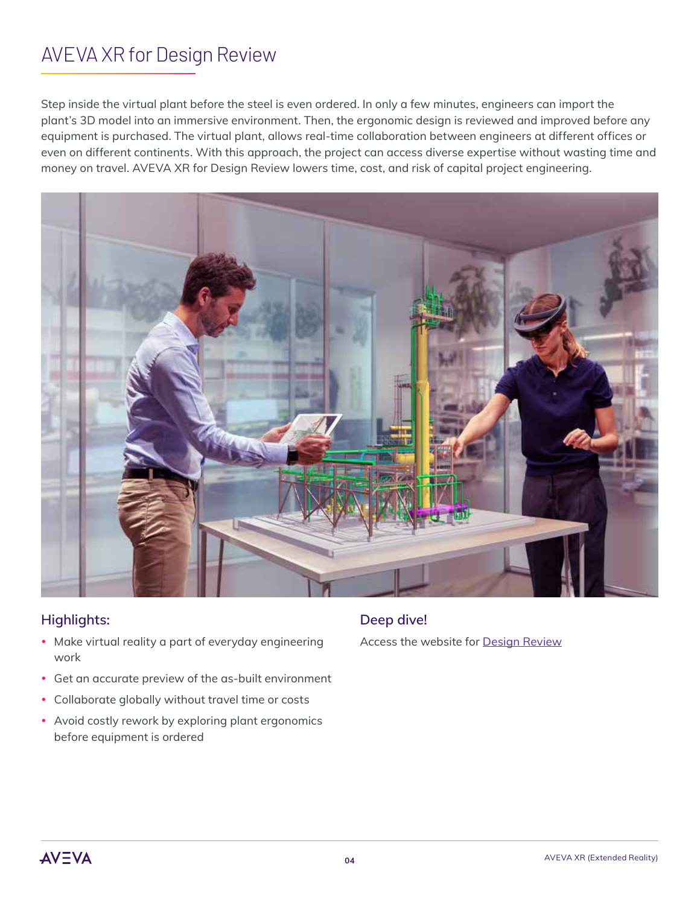# AVEVA XR for Design Review

Step inside the virtual plant before the steel is even ordered. In only a few minutes, engineers can import the plant's 3D model into an immersive environment. Then, the ergonomic design is reviewed and improved before any equipment is purchased. The virtual plant, allows real-time collaboration between engineers at different offices or even on different continents. With this approach, the project can access diverse expertise without wasting time and money on travel. AVEVA XR for Design Review lowers time, cost, and risk of capital project engineering.

## Highlights:

- Make virtual reality a part of everyday engineering work
- Get an accurate preview of the as-built environment
- Collaborate globally without travel time or costs
- Avoid costly rework by exploring plant ergonomics before equipment is ordered

## Deep dive!

Access the website for Design Review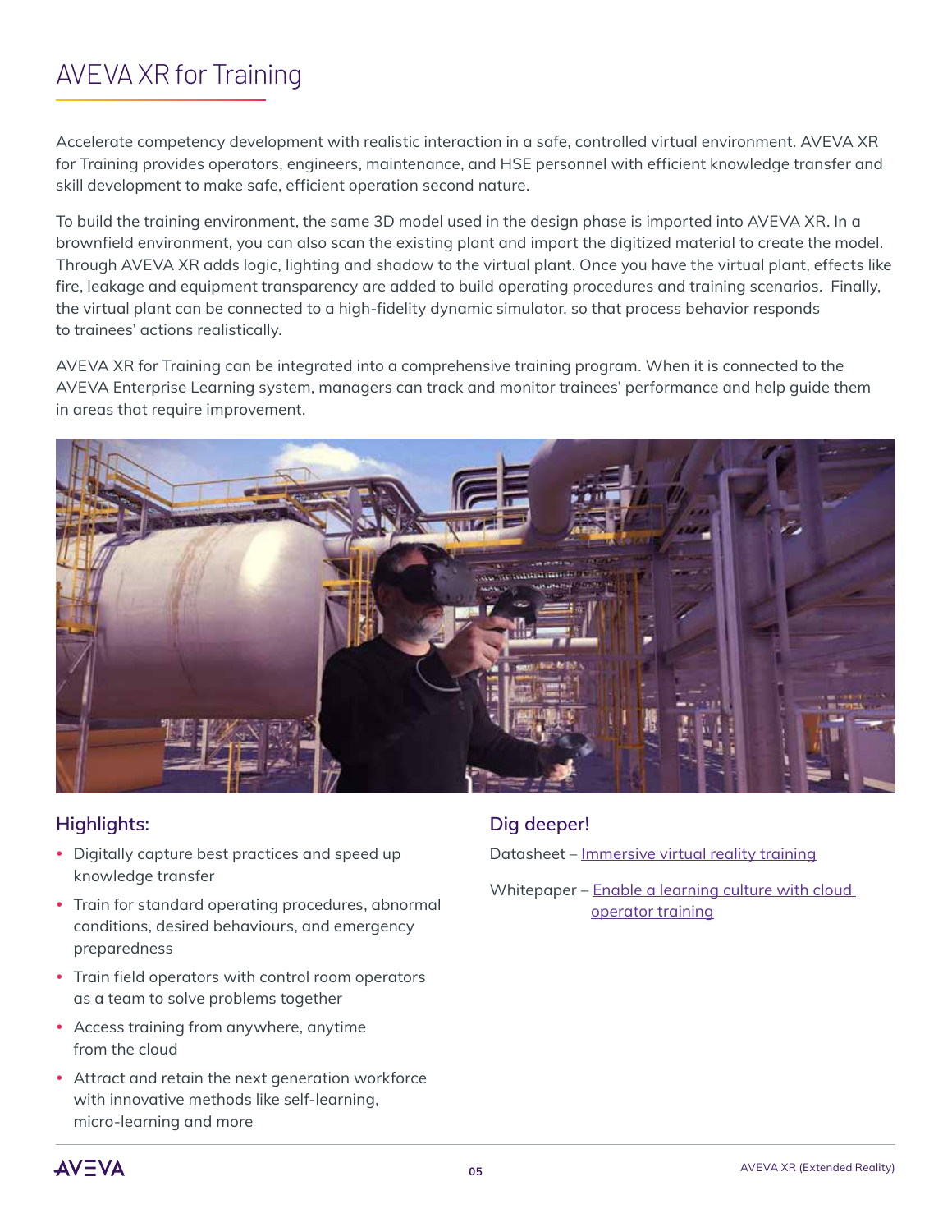# AVEVA XR for Training

Accelerate competency development with realistic interaction in a safe, controlled virtual environment. AVEVA XR for Training provides operators, engineers, maintenance, and HSE personnel with efficient knowledge transfer and skill development to make safe, efficient operation second nature.

To build the training environment, the same 3D model used in the design phase is imported into AVEVA XR. In a brownfield environment, you can also scan the existing plant and import the digitized material to create the model. Through AVEVA XR adds logic, lighting and shadow to the virtual plant. Once you have the virtual plant, effects like fire, leakage and equipment transparency are added to build operating procedures and training scenarios. Finally, the virtual plant can be connected to a high-fidelity dynamic simulator, so that process behavior responds to trainees' actions realistically.

AVEVA XR for Training can be integrated into a comprehensive training program. When it is connected to the AVEVA Enterprise Learning system, managers can track and monitor trainees' performance and help guide them in areas that require improvement.

## Highlights:

- Digitally capture best practices and speed up knowledge transfer
- Train for standard operating procedures, abnormal conditions, desired behaviours, and emergency preparedness
- Train field operators with control room operators as a team to solve problems together
- Access training from anywhere, anytime from the cloud
- Attract and retain the next generation workforce with innovative methods like self-learning, micro-learning and more

## Dig deeper!

Datasheet – Immersive virtual reality training

Whitepaper – Enable a learning culture with cloud operator training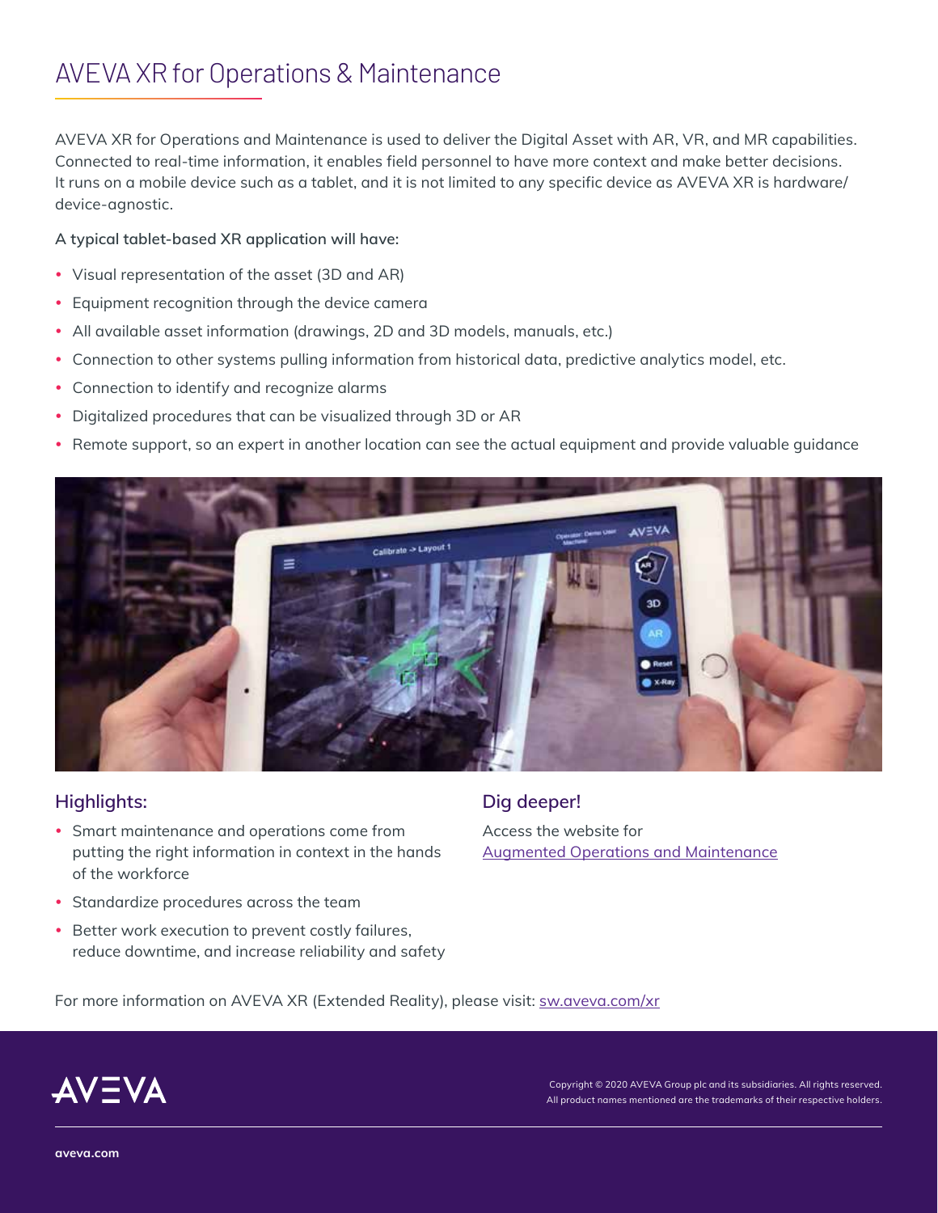# AVEVA XR for Operations & Maintenance

AVEVA XR for Operations and Maintenance is used to deliver the Digital Asset with AR, VR, and MR capabilities. Connected to real-time information, it enables field personnel to have more context and make better decisions. It runs on a mobile device such as a tablet, and it is not limited to any specific device as AVEVA XR is hardware/device-agnostic.

A typical tablet-based XR application will have:

- Visual representation of the asset (3D and AR)
- Equipment recognition through the device camera
- All available asset information (drawings, 2D and 3D models, manuals, etc.)
- Connection to other systems pulling information from historical data, predictive analytics model, etc.
- Connection to identify and recognize alarms
- Digitalized procedures that can be visualized through 3D or AR
- Remote support, so an expert in another location can see the actual equipment and provide valuable guidance

## Highlights:

- Smart maintenance and operations come from putting the right information in context in the hands of the workforce
- Standardize procedures across the team
- Better work execution to prevent costly failures, reduce downtime, and increase reliability and safety

## Dig deeper!

Access the website for Augmented Operations and Maintenance

For more information on AVEVA XR (Extended Reality), please visit: sw.aveva.com/xr

Copyright © 2020 AVEVA Group plc and its subsidiaries. All rights reserved.
All product names mentioned are the trademarks of their respective holders.

aveva.com